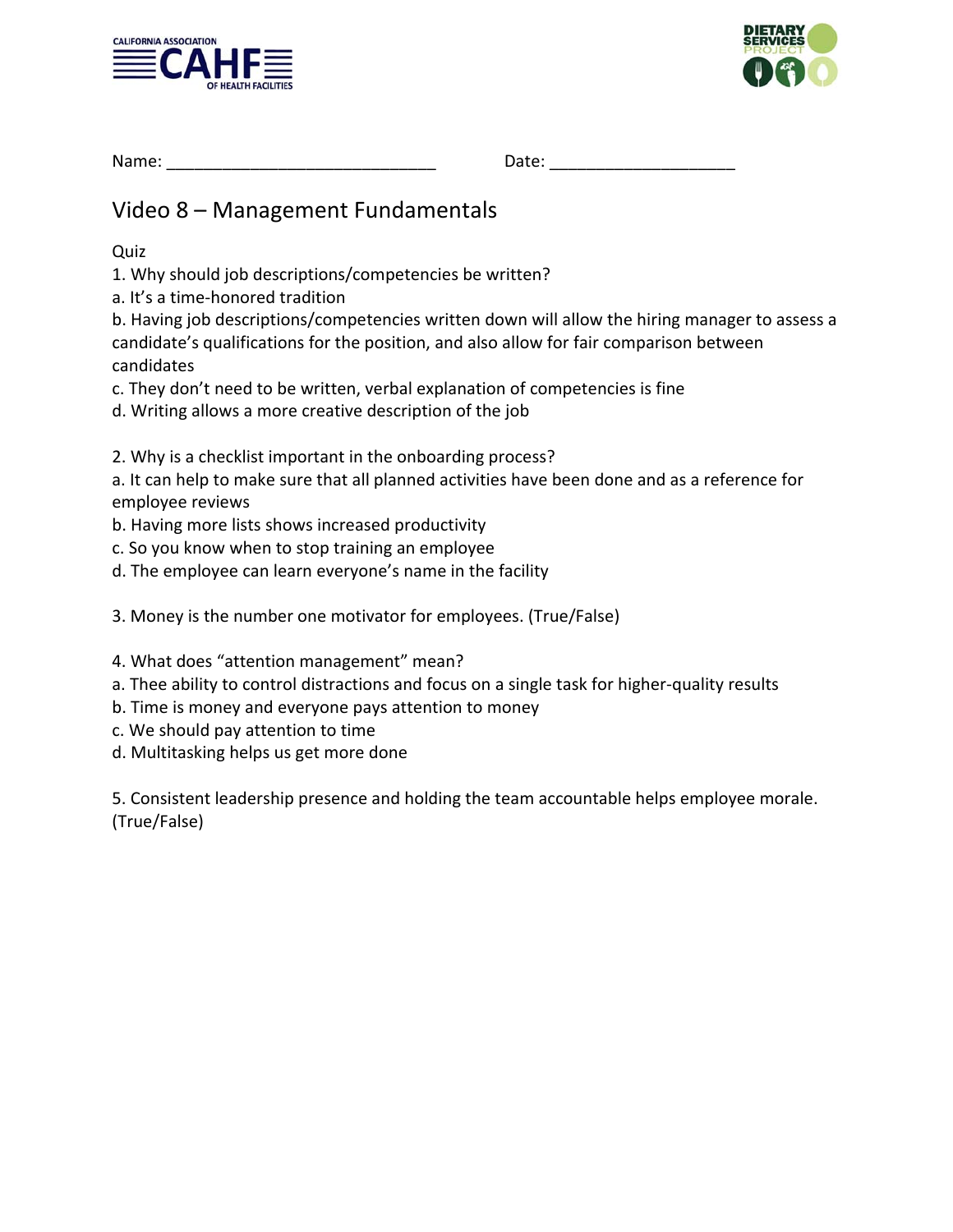Name: ____________________________ Date: ____________________

## Video 8 – Management Fundamentals

Quiz

1. Why should job descriptions/competencies be written?

a. It's a time-honored tradition

b. Having job descriptions/competencies written down will allow the hiring manager to assess a candidate's qualifications for the position, and also allow for fair comparison between candidates

c. They don't need to be written, verbal explanation of competencies is fine

d. Writing allows a more creative description of the job

2. Why is a checklist important in the onboarding process?

a. It can help to make sure that all planned activities have been done and as a reference for employee reviews

b. Having more lists shows increased productivity

c. So you know when to stop training an employee

d. The employee can learn everyone's name in the facility

3. Money is the number one motivator for employees. (True/False)

4. What does "attention management" mean?

a. Thee ability to control distractions and focus on a single task for higher-quality results

b. Time is money and everyone pays attention to money

c. We should pay attention to time

d. Multitasking helps us get more done

5. Consistent leadership presence and holding the team accountable helps employee morale. (True/False)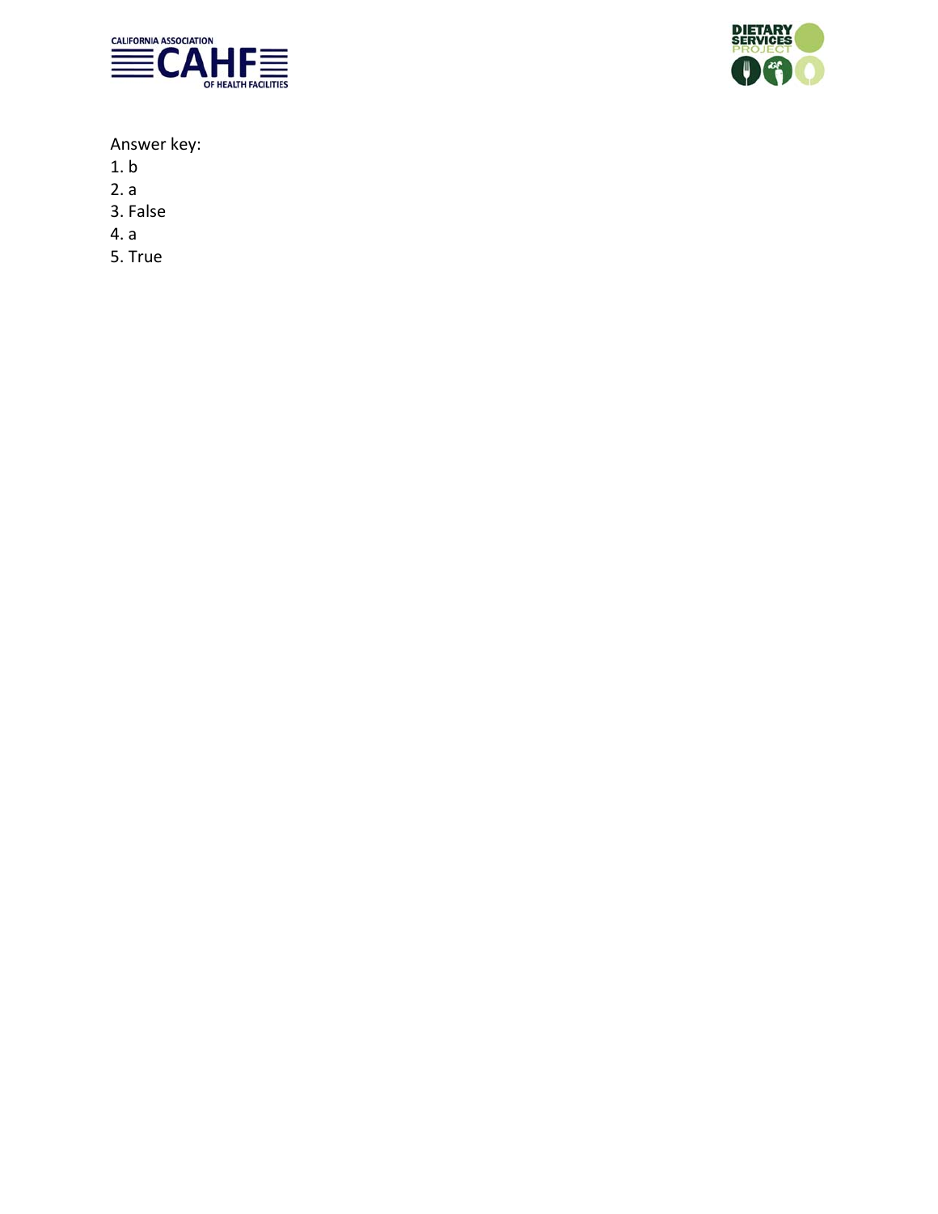Answer key:

1. b
2. a
3. False
4. a
5. True